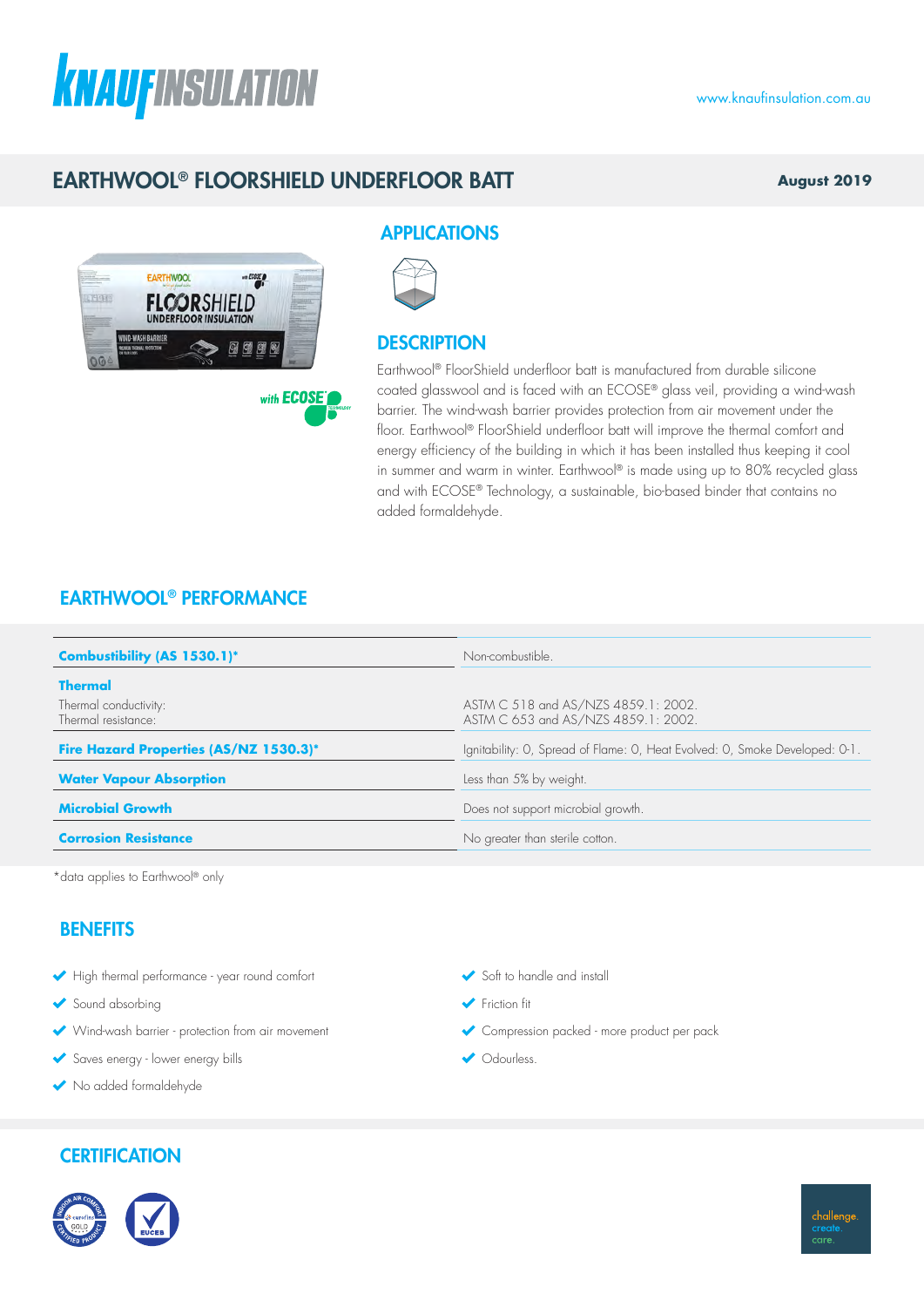# EARTHWOOL® FLOORSHIELD UNDERFLOOR BATT

**August 2019**

## APPLICATIONS

## DESCRIPTION

Earthwool® FloorShield underfloor batt is manufactured from durable silicone coated glasswool and is faced with an ECOSE® glass veil, providing a wind-wash barrier. The wind-wash barrier provides protection from air movement under the floor. Earthwool® FloorShield underfloor batt will improve the thermal comfort and energy efficiency of the building in which it has been installed thus keeping it cool in summer and warm in winter. Earthwool® is made using up to 80% recycled glass and with ECOSE® Technology, a sustainable, bio-based binder that contains no added formaldehyde.

## EARTHWOOL® PERFORMANCE

| | |
|---|---|
| **Combustibility (AS 1530.1)*** | Non-combustible. |
| **Thermal**<br>Thermal conductivity:<br>Thermal resistance: | <br>ASTM C 518 and AS/NZS 4859.1: 2002.<br>ASTM C 653 and AS/NZS 4859.1: 2002. |
| **Fire Hazard Properties (AS/NZ 1530.3)*** | Ignitability: 0, Spread of Flame: 0, Heat Evolved: 0, Smoke Developed: 0-1. |
| **Water Vapour Absorption** | Less than 5% by weight. |
| **Microbial Growth** | Does not support microbial growth. |
| **Corrosion Resistance** | No greater than sterile cotton. |

*data applies to Earthwool® only

## BENEFITS

- High thermal performance - year round comfort
- Sound absorbing
- Wind-wash barrier - protection from air movement
- Saves energy - lower energy bills
- No added formaldehyde
- Soft to handle and install
- Friction fit
- Compression packed - more product per pack
- Odourless.

## CERTIFICATION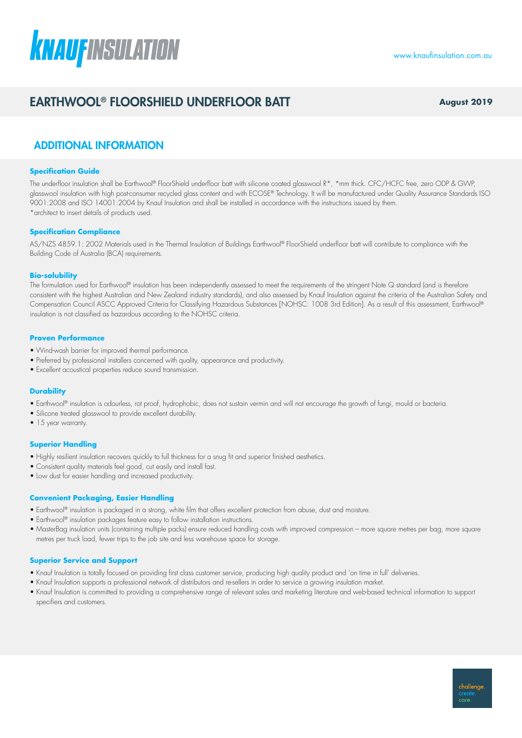# EARTHWOOL® FLOORSHIELD UNDERFLOOR BATT

**August 2019**

## ADDITIONAL INFORMATION

### Specification Guide

The underfloor insulation shall be Earthwool® FloorShield underfloor batt with silicone coated glasswool R*, *mm thick. CFC/HCFC free, zero ODP & GWP, glasswool insulation with high post-consumer recycled glass content and with ECOSE® Technology. It will be manufactured under Quality Assurance Standards ISO 9001:2008 and ISO 14001:2004 by Knauf Insulation and shall be installed in accordance with the instructions issued by them.
*architect to insert details of products used.

### Specification Compliance

AS/NZS 4859.1: 2002 Materials used in the Thermal Insulation of Buildings Earthwool® FloorShield underfloor batt will contribute to compliance with the Building Code of Australia (BCA) requirements.

### Bio-solubility

The formulation used for Earthwool® insulation has been independently assessed to meet the requirements of the stringent Note Q standard (and is therefore consistent with the highest Australian and New Zealand industry standards), and also assessed by Knauf Insulation against the criteria of the Australian Safety and Compensation Council ASCC Approved Criteria for Classifying Hazardous Substances [NOHSC: 1008 3rd Edition]. As a result of this assessment, Earthwool® insulation is not classified as hazardous according to the NOHSC criteria.

### Proven Performance

- Wind-wash barrier for improved thermal performance.
- Preferred by professional installers concerned with quality, appearance and productivity.
- Excellent acoustical properties reduce sound transmission.

### Durability

- Earthwool® insulation is odourless, rot proof, hydrophobic, does not sustain vermin and will not encourage the growth of fungi, mould or bacteria.
- Silicone treated glasswool to provide excellent durability.
- 15 year warranty.

### Superior Handling

- Highly resilient insulation recovers quickly to full thickness for a snug fit and superior finished aesthetics.
- Consistent quality materials feel good, cut easily and install fast.
- Low dust for easier handling and increased productivity.

### Convenient Packaging, Easier Handling

- Earthwool® insulation is packaged in a strong, white film that offers excellent protection from abuse, dust and moisture.
- Earthwool® insulation packages feature easy to follow installation instructions.
- MasterBag insulation units (containing multiple packs) ensure reduced handling costs with improved compression – more square metres per bag, more square metres per truck load, fewer trips to the job site and less warehouse space for storage.

### Superior Service and Support

- Knauf Insulation is totally focused on providing first class customer service, producing high quality product and 'on time in full' deliveries.
- Knauf Insulation supports a professional network of distributors and re-sellers in order to service a growing insulation market.
- Knauf Insulation is committed to providing a comprehensive range of relevant sales and marketing literature and web-based technical information to support specifiers and customers.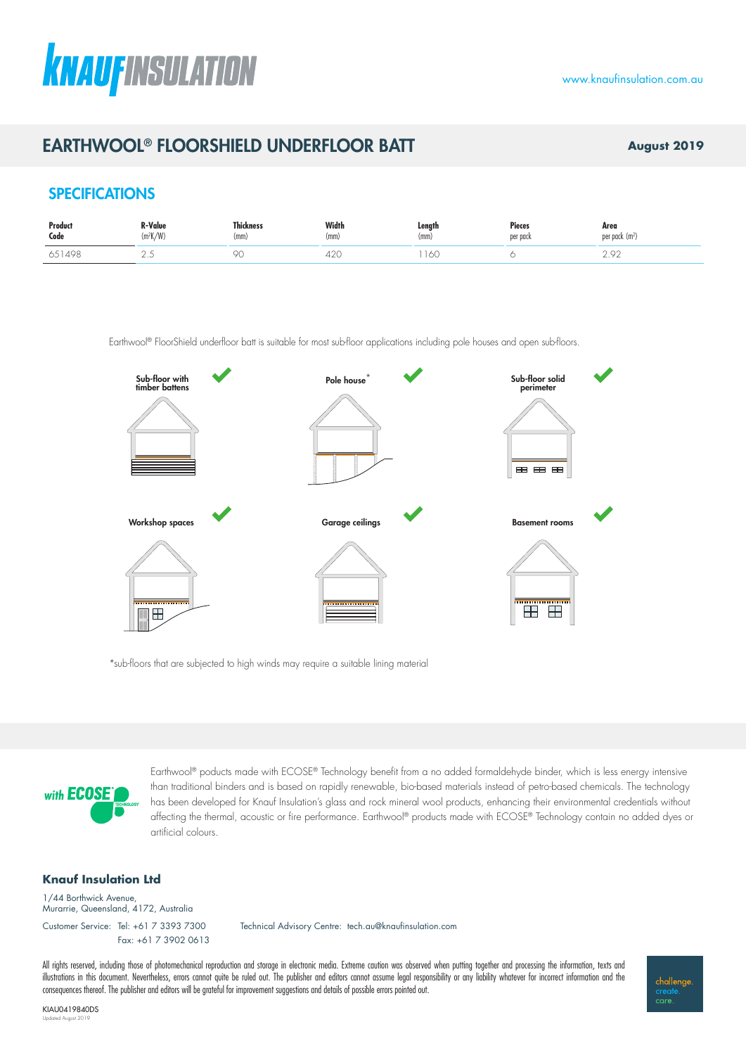KNAUFINSULATION

www.knaufinsulation.com.au

# EARTHWOOL® FLOORSHIELD UNDERFLOOR BATT

**August 2019**

## SPECIFICATIONS

| Product Code | R-Value ($m^2K/W$) | Thickness (mm) | Width (mm) | Length (mm) | Pieces per pack | Area per pack ($m^2$) |
|---|---|---|---|---|---|---|
| 651498 | 2.5 | 90 | 420 | 1160 | 6 | 2.92 |

Earthwool® FloorShield underfloor batt is suitable for most sub-floor applications including pole houses and open sub-floors.

Sub-floor with timber battens

Pole house*

Sub-floor solid perimeter

Workshop spaces

Garage ceilings

Basement rooms

*sub-floors that are subjected to high winds may require a suitable lining material

with ECOSE® TECHNOLOGY

Earthwool® poducts made with ECOSE® Technology benefit from a no added formaldehyde binder, which is less energy intensive than traditional binders and is based on rapidly renewable, bio-based materials instead of petro-based chemicals. The technology has been developed for Knauf Insulation's glass and rock mineral wool products, enhancing their environmental credentials without affecting the thermal, acoustic or fire performance. Earthwool® products made with ECOSE® Technology contain no added dyes or artificial colours.

**Knauf Insulation Ltd**

1/44 Borthwick Avenue,
Murarrie, Queensland, 4172, Australia

Customer Service: Tel: +61 7 3393 7300
Fax: +61 7 3902 0613

Technical Advisory Centre: tech.au@knaufinsulation.com

All rights reserved, including those of photomechanical reproduction and storage in electronic media. Extreme caution was observed when putting together and processing the information, texts and illustrations in this document. Nevertheless, errors cannot quite be ruled out. The publisher and editors cannot assume legal responsibility or any liability whatever for incorrect information and the consequences thereof. The publisher and editors will be grateful for improvement suggestions and details of possible errors pointed out.

challenge. create. care.

KIAU0419840DS
Updated August 2019